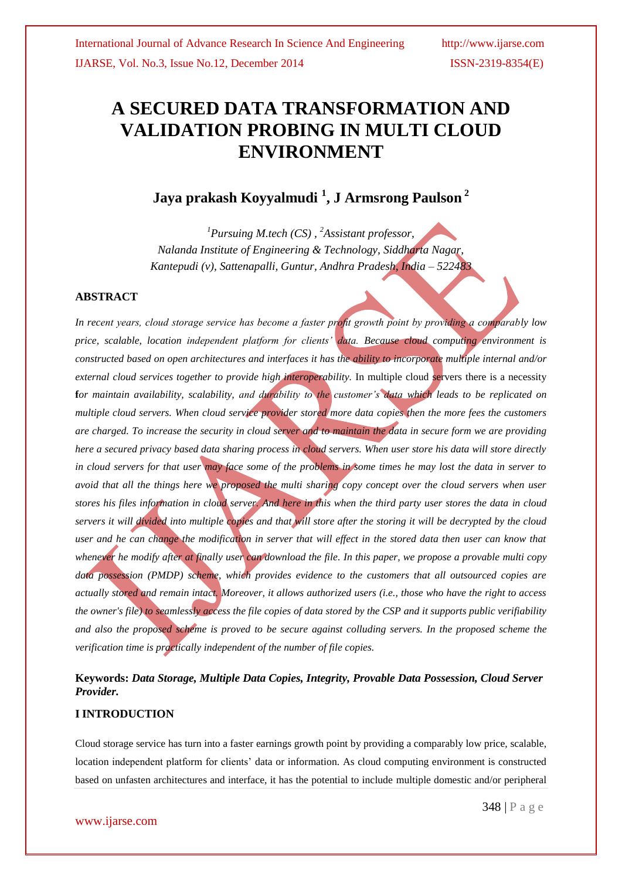# A SECURED DATA TRANSFORMATION AND VALIDATION PROBING IN MULTI CLOUD ENVIRONMENT

## Jaya prakash Koyyalmudi [1], J Armsrong Paulson [2]

*[1]Pursuing M.tech (CS) , [2]Assistant professor,*
*Nalanda Institute of Engineering & Technology, Siddharta Nagar,*
*Kantepudi (v), Sattenapalli, Guntur, Andhra Pradesh, India – 522483*

### ABSTRACT

*In recent years, cloud storage service has become a faster profit growth point by providing a comparably low price, scalable, location independent platform for clients' data. Because cloud computing environment is constructed based on open architectures and interfaces it has the ability to incorporate multiple internal and/or external cloud services together to provide high interoperability.* In multiple cloud servers there is a necessity **f***or maintain availability, scalability, and durability to the customer's data which leads to be replicated on multiple cloud servers. When cloud service provider stored more data copies then the more fees the customers are charged. To increase the security in cloud server and to maintain the data in secure form we are providing here a secured privacy based data sharing process in cloud servers. When user store his data will store directly in cloud servers for that user may face some of the problems in some times he may lost the data in server to avoid that all the things here we proposed the multi sharing copy concept over the cloud servers when user stores his files information in cloud server. And here in this when the third party user stores the data in cloud servers it will divided into multiple copies and that will store after the storing it will be decrypted by the cloud user and he can change the modification in server that will effect in the stored data then user can know that whenever he modify after at finally user can download the file. In this paper, we propose a provable multi copy data possession (PMDP) scheme, which provides evidence to the customers that all outsourced copies are actually stored and remain intact. Moreover, it allows authorized users (i.e., those who have the right to access the owner's file) to seamlessly access the file copies of data stored by the CSP and it supports public verifiability and also the proposed scheme is proved to be secure against colluding servers. In the proposed scheme the verification time is practically independent of the number of file copies.*

**Keywords:** ***Data Storage, Multiple Data Copies, Integrity, Provable Data Possession, Cloud Server Provider.***

### I INTRODUCTION

Cloud storage service has turn into a faster earnings growth point by providing a comparably low price, scalable, location independent platform for clients' data or information. As cloud computing environment is constructed based on unfasten architectures and interface, it has the potential to include multiple domestic and/or peripheral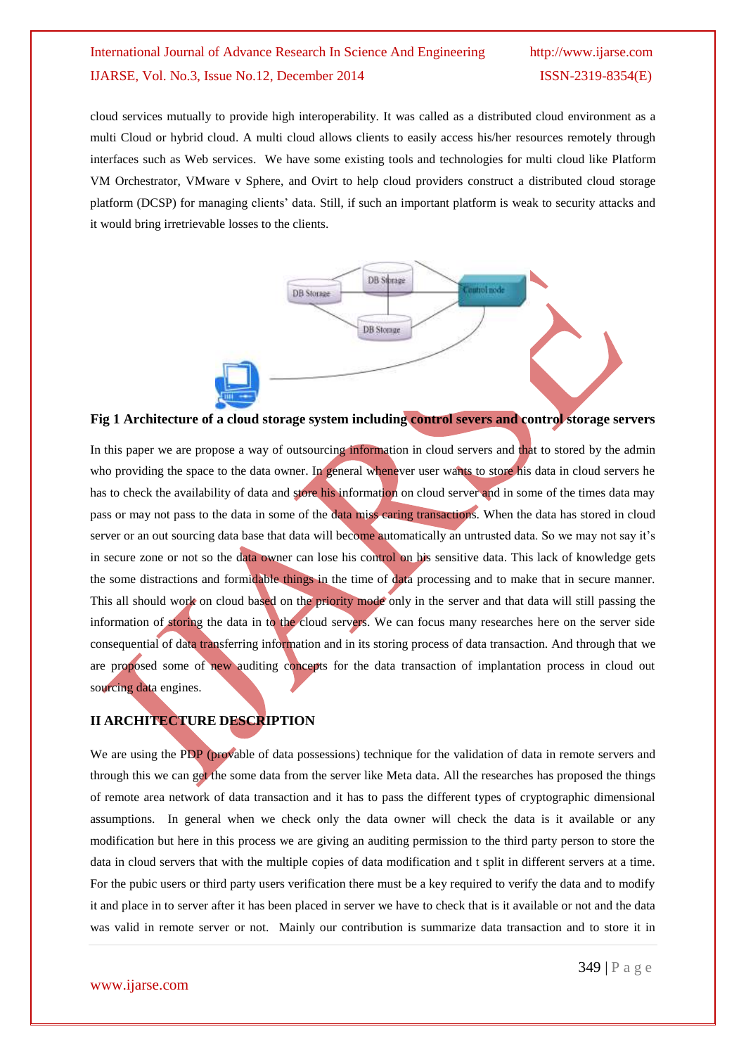cloud services mutually to provide high interoperability. It was called as a distributed cloud environment as a multi Cloud or hybrid cloud. A multi cloud allows clients to easily access his/her resources remotely through interfaces such as Web services. We have some existing tools and technologies for multi cloud like Platform VM Orchestrator, VMware v Sphere, and Ovirt to help cloud providers construct a distributed cloud storage platform (DCSP) for managing clients' data. Still, if such an important platform is weak to security attacks and it would bring irretrievable losses to the clients.

**Fig 1 Architecture of a cloud storage system including control severs and control storage servers**

In this paper we are propose a way of outsourcing information in cloud servers and that to stored by the admin who providing the space to the data owner. In general whenever user wants to store his data in cloud servers he has to check the availability of data and store his information on cloud server and in some of the times data may pass or may not pass to the data in some of the data miss caring transactions. When the data has stored in cloud server or an out sourcing data base that data will become automatically an untrusted data. So we may not say it's in secure zone or not so the data owner can lose his control on his sensitive data. This lack of knowledge gets the some distractions and formidable things in the time of data processing and to make that in secure manner. This all should work on cloud based on the priority mode only in the server and that data will still passing the information of storing the data in to the cloud servers. We can focus many researches here on the server side consequential of data transferring information and in its storing process of data transaction. And through that we are proposed some of new auditing concepts for the data transaction of implantation process in cloud out sourcing data engines.

## II ARCHITECTURE DESCRIPTION

We are using the PDP (provable of data possessions) technique for the validation of data in remote servers and through this we can get the some data from the server like Meta data. All the researches has proposed the things of remote area network of data transaction and it has to pass the different types of cryptographic dimensional assumptions. In general when we check only the data owner will check the data is it available or any modification but here in this process we are giving an auditing permission to the third party person to store the data in cloud servers that with the multiple copies of data modification and t split in different servers at a time. For the pubic users or third party users verification there must be a key required to verify the data and to modify it and place in to server after it has been placed in server we have to check that is it available or not and the data was valid in remote server or not. Mainly our contribution is summarize data transaction and to store it in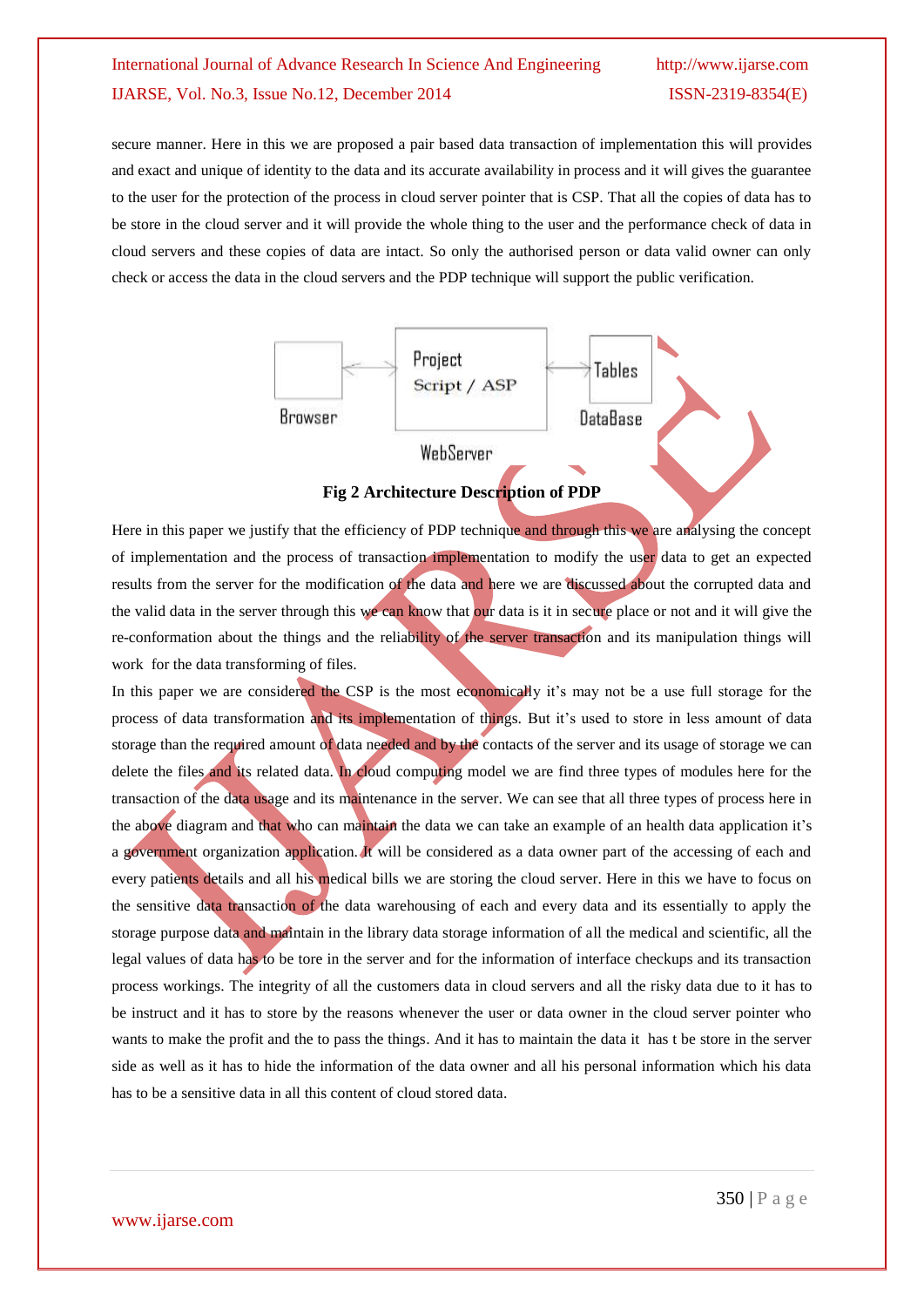secure manner. Here in this we are proposed a pair based data transaction of implementation this will provides and exact and unique of identity to the data and its accurate availability in process and it will gives the guarantee to the user for the protection of the process in cloud server pointer that is CSP. That all the copies of data has to be store in the cloud server and it will provide the whole thing to the user and the performance check of data in cloud servers and these copies of data are intact. So only the authorised person or data valid owner can only check or access the data in the cloud servers and the PDP technique will support the public verification.

Browser ⟷ Project Script / ASP ⟷ Tables DataBase

WebServer

**Fig 2 Architecture Description of PDP**

Here in this paper we justify that the efficiency of PDP technique and through this we are analysing the concept of implementation and the process of transaction implementation to modify the user data to get an expected results from the server for the modification of the data and here we are discussed about the corrupted data and the valid data in the server through this we can know that our data is it in secure place or not and it will give the re-conformation about the things and the reliability of the server transaction and its manipulation things will work for the data transforming of files.

In this paper we are considered the CSP is the most economically it's may not be a use full storage for the process of data transformation and its implementation of things. But it's used to store in less amount of data storage than the required amount of data needed and by the contacts of the server and its usage of storage we can delete the files and its related data. In cloud computing model we are find three types of modules here for the transaction of the data usage and its maintenance in the server. We can see that all three types of process here in the above diagram and that who can maintain the data we can take an example of an health data application it's a government organization application. It will be considered as a data owner part of the accessing of each and every patients details and all his medical bills we are storing the cloud server. Here in this we have to focus on the sensitive data transaction of the data warehousing of each and every data and its essentially to apply the storage purpose data and maintain in the library data storage information of all the medical and scientific, all the legal values of data has to be tore in the server and for the information of interface checkups and its transaction process workings. The integrity of all the customers data in cloud servers and all the risky data due to it has to be instruct and it has to store by the reasons whenever the user or data owner in the cloud server pointer who wants to make the profit and the to pass the things. And it has to maintain the data it has t be store in the server side as well as it has to hide the information of the data owner and all his personal information which his data has to be a sensitive data in all this content of cloud stored data.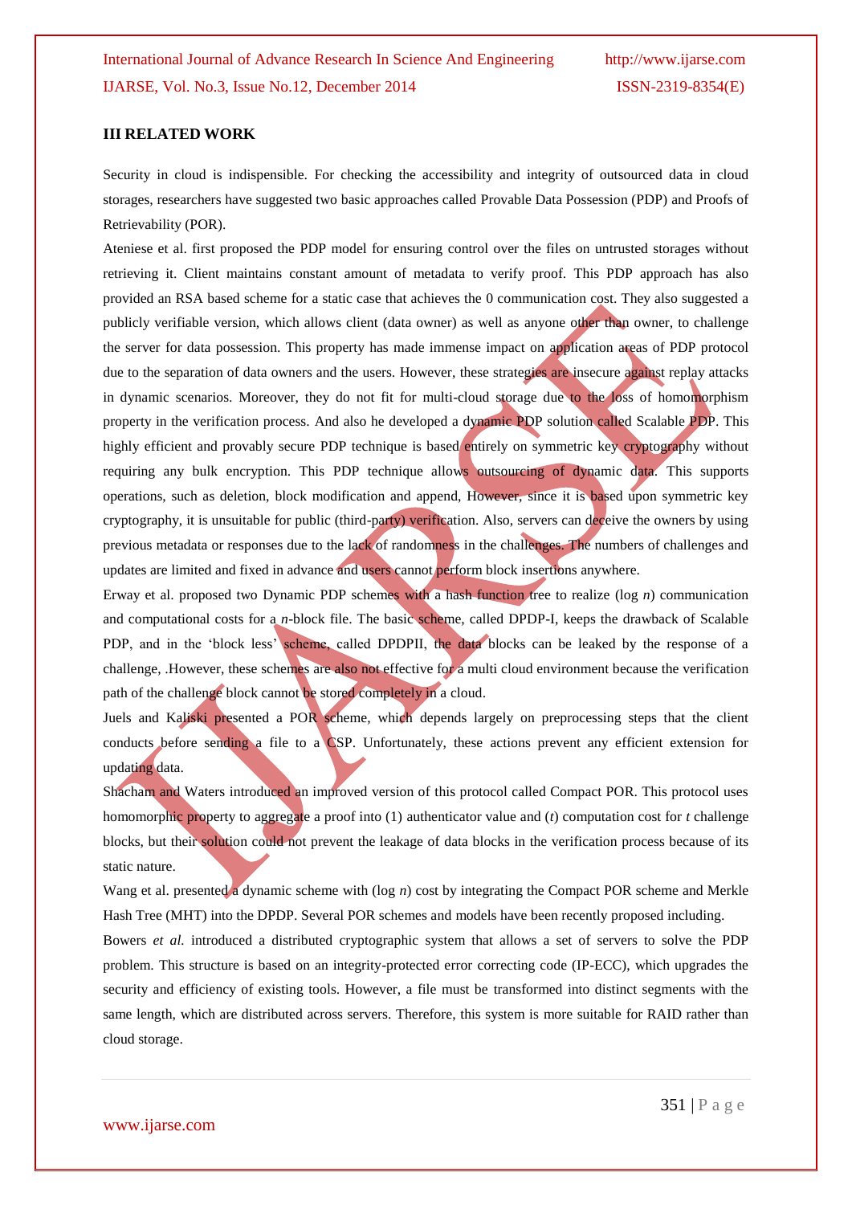## III RELATED WORK

Security in cloud is indispensible. For checking the accessibility and integrity of outsourced data in cloud storages, researchers have suggested two basic approaches called Provable Data Possession (PDP) and Proofs of Retrievability (POR).

Ateniese et al. first proposed the PDP model for ensuring control over the files on untrusted storages without retrieving it. Client maintains constant amount of metadata to verify proof. This PDP approach has also provided an RSA based scheme for a static case that achieves the 0 communication cost. They also suggested a publicly verifiable version, which allows client (data owner) as well as anyone other than owner, to challenge the server for data possession. This property has made immense impact on application areas of PDP protocol due to the separation of data owners and the users. However, these strategies are insecure against replay attacks in dynamic scenarios. Moreover, they do not fit for multi-cloud storage due to the loss of homomorphism property in the verification process. And also he developed a dynamic PDP solution called Scalable PDP. This highly efficient and provably secure PDP technique is based entirely on symmetric key cryptography without requiring any bulk encryption. This PDP technique allows outsourcing of dynamic data. This supports operations, such as deletion, block modification and append, However, since it is based upon symmetric key cryptography, it is unsuitable for public (third-party) verification. Also, servers can deceive the owners by using previous metadata or responses due to the lack of randomness in the challenges. The numbers of challenges and updates are limited and fixed in advance and users cannot perform block insertions anywhere.

Erway et al. proposed two Dynamic PDP schemes with a hash function tree to realize (log $n$) communication and computational costs for a $n$-block file. The basic scheme, called DPDP-I, keeps the drawback of Scalable PDP, and in the 'block less' scheme, called DPDPII, the data blocks can be leaked by the response of a challenge, .However, these schemes are also not effective for a multi cloud environment because the verification path of the challenge block cannot be stored completely in a cloud.

Juels and Kaliski presented a POR scheme, which depends largely on preprocessing steps that the client conducts before sending a file to a CSP. Unfortunately, these actions prevent any efficient extension for updating data.

Shacham and Waters introduced an improved version of this protocol called Compact POR. This protocol uses homomorphic property to aggregate a proof into (1) authenticator value and ($t$) computation cost for $t$ challenge blocks, but their solution could not prevent the leakage of data blocks in the verification process because of its static nature.

Wang et al. presented a dynamic scheme with (log $n$) cost by integrating the Compact POR scheme and Merkle Hash Tree (MHT) into the DPDP. Several POR schemes and models have been recently proposed including.

Bowers *et al.* introduced a distributed cryptographic system that allows a set of servers to solve the PDP problem. This structure is based on an integrity-protected error correcting code (IP-ECC), which upgrades the security and efficiency of existing tools. However, a file must be transformed into distinct segments with the same length, which are distributed across servers. Therefore, this system is more suitable for RAID rather than cloud storage.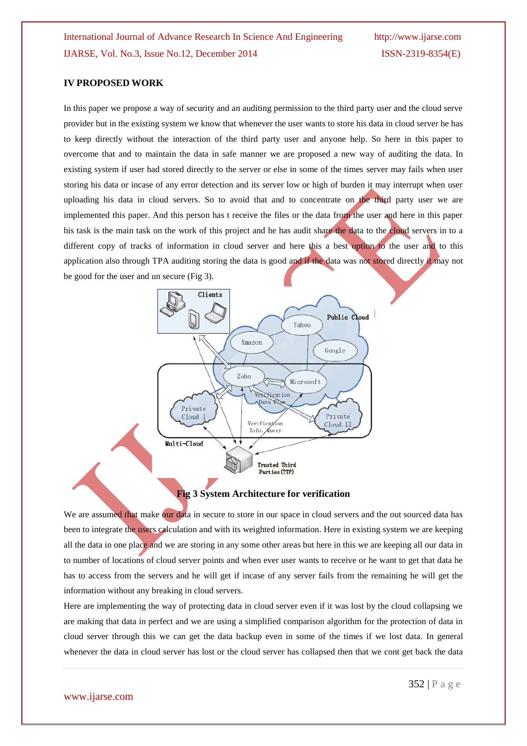## IV PROPOSED WORK

In this paper we propose a way of security and an auditing permission to the third party user and the cloud serve provider but in the existing system we know that whenever the user wants to store his data in cloud server he has to keep directly without the interaction of the third party user and anyone help. So here in this paper to overcome that and to maintain the data in safe manner we are proposed a new way of auditing the data. In existing system if user had stored directly to the server or else in some of the times server may fails when user storing his data or incase of any error detection and its server low or high of burden it may interrupt when user uploading his data in cloud servers. So to avoid that and to concentrate on the third party user we are implemented this paper. And this person has t receive the files or the data from the user and here in this paper his task is the main task on the work of this project and he has audit share the data to the cloud servers in to a different copy of tracks of information in cloud server and here this a best option to the user and to this application also through TPA auditing storing the data is good and if the data was not stored directly it may not be good for the user and un secure (Fig 3).

**Fig 3 System Architecture for verification**

We are assumed that make our data in secure to store in our space in cloud servers and the out sourced data has been to integrate the users calculation and with its weighted information. Here in existing system we are keeping all the data in one place and we are storing in any some other areas but here in this we are keeping all our data in to number of locations of cloud server points and when ever user wants to receive or he want to get that data he has to access from the servers and he will get if incase of any server fails from the remaining he will get the information without any breaking in cloud servers.

Here are implementing the way of protecting data in cloud server even if it was lost by the cloud collapsing we are making that data in perfect and we are using a simplified comparison algorithm for the protection of data in cloud server through this we can get the data backup even in some of the times if we lost data. In general whenever the data in cloud server has lost or the cloud server has collapsed then that we cont get back the data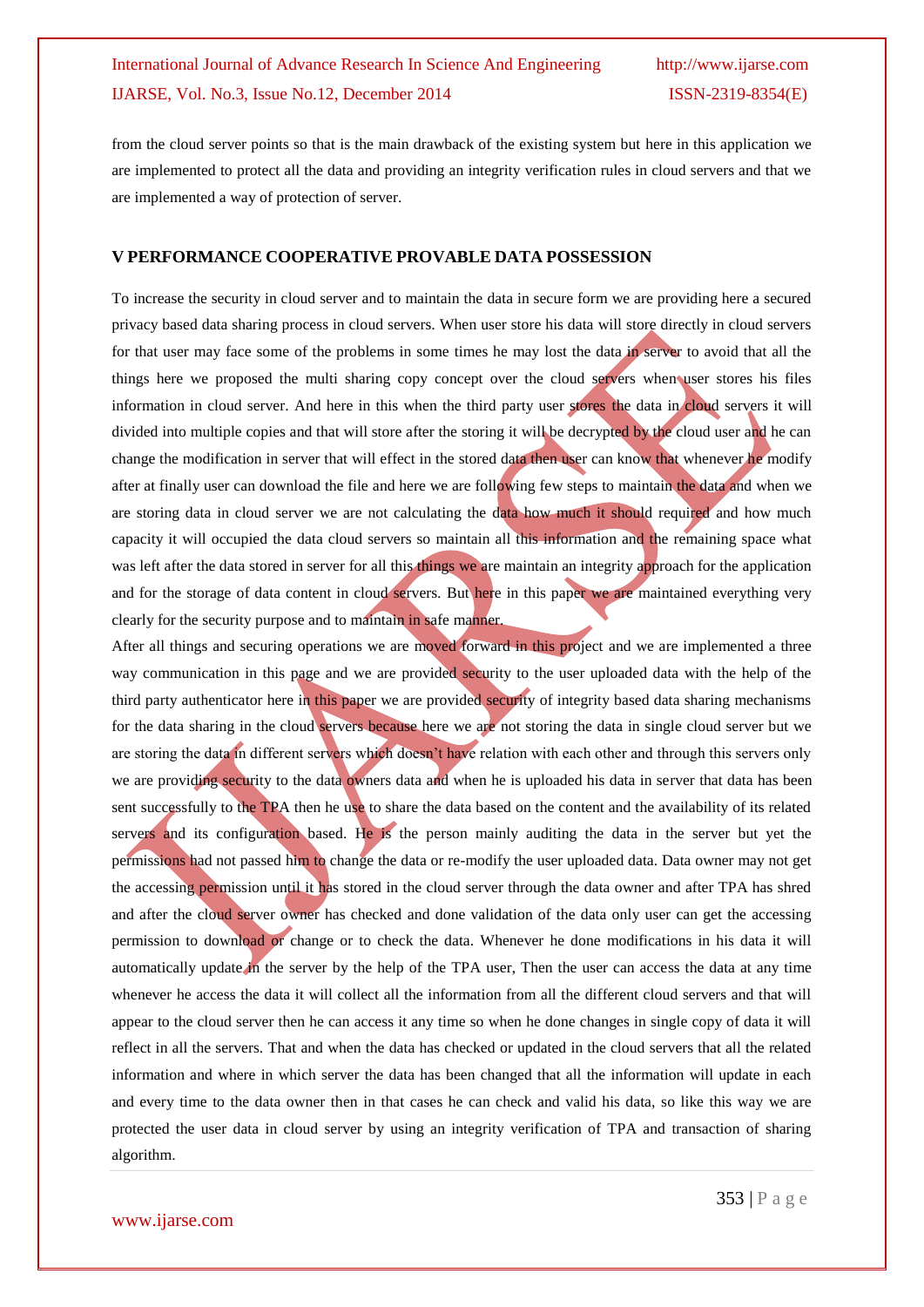from the cloud server points so that is the main drawback of the existing system but here in this application we are implemented to protect all the data and providing an integrity verification rules in cloud servers and that we are implemented a way of protection of server.

## V PERFORMANCE COOPERATIVE PROVABLE DATA POSSESSION

To increase the security in cloud server and to maintain the data in secure form we are providing here a secured privacy based data sharing process in cloud servers. When user store his data will store directly in cloud servers for that user may face some of the problems in some times he may lost the data in server to avoid that all the things here we proposed the multi sharing copy concept over the cloud servers when user stores his files information in cloud server. And here in this when the third party user stores the data in cloud servers it will divided into multiple copies and that will store after the storing it will be decrypted by the cloud user and he can change the modification in server that will effect in the stored data then user can know that whenever he modify after at finally user can download the file and here we are following few steps to maintain the data and when we are storing data in cloud server we are not calculating the data how much it should required and how much capacity it will occupied the data cloud servers so maintain all this information and the remaining space what was left after the data stored in server for all this things we are maintain an integrity approach for the application and for the storage of data content in cloud servers. But here in this paper we are maintained everything very clearly for the security purpose and to maintain in safe manner.

After all things and securing operations we are moved forward in this project and we are implemented a three way communication in this page and we are provided security to the user uploaded data with the help of the third party authenticator here in this paper we are provided security of integrity based data sharing mechanisms for the data sharing in the cloud servers because here we are not storing the data in single cloud server but we are storing the data in different servers which doesn't have relation with each other and through this servers only we are providing security to the data owners data and when he is uploaded his data in server that data has been sent successfully to the TPA then he use to share the data based on the content and the availability of its related servers and its configuration based. He is the person mainly auditing the data in the server but yet the permissions had not passed him to change the data or re-modify the user uploaded data. Data owner may not get the accessing permission until it has stored in the cloud server through the data owner and after TPA has shred and after the cloud server owner has checked and done validation of the data only user can get the accessing permission to download or change or to check the data. Whenever he done modifications in his data it will automatically update in the server by the help of the TPA user, Then the user can access the data at any time whenever he access the data it will collect all the information from all the different cloud servers and that will appear to the cloud server then he can access it any time so when he done changes in single copy of data it will reflect in all the servers. That and when the data has checked or updated in the cloud servers that all the related information and where in which server the data has been changed that all the information will update in each and every time to the data owner then in that cases he can check and valid his data, so like this way we are protected the user data in cloud server by using an integrity verification of TPA and transaction of sharing algorithm.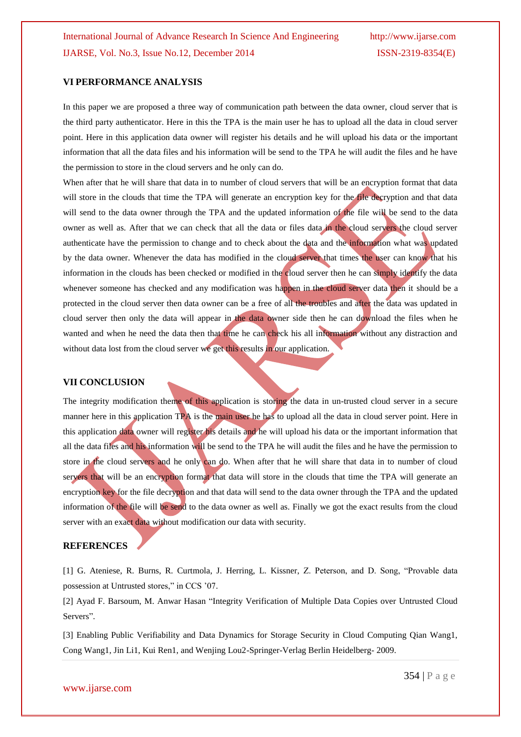## VI PERFORMANCE ANALYSIS

In this paper we are proposed a three way of communication path between the data owner, cloud server that is the third party authenticator. Here in this the TPA is the main user he has to upload all the data in cloud server point. Here in this application data owner will register his details and he will upload his data or the important information that all the data files and his information will be send to the TPA he will audit the files and he have the permission to store in the cloud servers and he only can do.

When after that he will share that data in to number of cloud servers that will be an encryption format that data will store in the clouds that time the TPA will generate an encryption key for the file decryption and that data will send to the data owner through the TPA and the updated information of the file will be send to the data owner as well as. After that we can check that all the data or files data in the cloud servers the cloud server authenticate have the permission to change and to check about the data and the information what was updated by the data owner. Whenever the data has modified in the cloud server that times the user can know that his information in the clouds has been checked or modified in the cloud server then he can simply identify the data whenever someone has checked and any modification was happen in the cloud server data then it should be a protected in the cloud server then data owner can be a free of all the troubles and after the data was updated in cloud server then only the data will appear in the data owner side then he can download the files when he wanted and when he need the data then that time he can check his all information without any distraction and without data lost from the cloud server we get this results in our application.

## VII CONCLUSION

The integrity modification theme of this application is storing the data in un-trusted cloud server in a secure manner here in this application TPA is the main user he has to upload all the data in cloud server point. Here in this application data owner will register his details and he will upload his data or the important information that all the data files and his information will be send to the TPA he will audit the files and he have the permission to store in the cloud servers and he only can do. When after that he will share that data in to number of cloud servers that will be an encryption format that data will store in the clouds that time the TPA will generate an encryption key for the file decryption and that data will send to the data owner through the TPA and the updated information of the file will be send to the data owner as well as. Finally we got the exact results from the cloud server with an exact data without modification our data with security.

## REFERENCES

[1] G. Ateniese, R. Burns, R. Curtmola, J. Herring, L. Kissner, Z. Peterson, and D. Song, "Provable data possession at Untrusted stores," in CCS '07.

[2] Ayad F. Barsoum, M. Anwar Hasan "Integrity Verification of Multiple Data Copies over Untrusted Cloud Servers".

[3] Enabling Public Verifiability and Data Dynamics for Storage Security in Cloud Computing Qian Wang1, Cong Wang1, Jin Li1, Kui Ren1, and Wenjing Lou2-Springer-Verlag Berlin Heidelberg- 2009.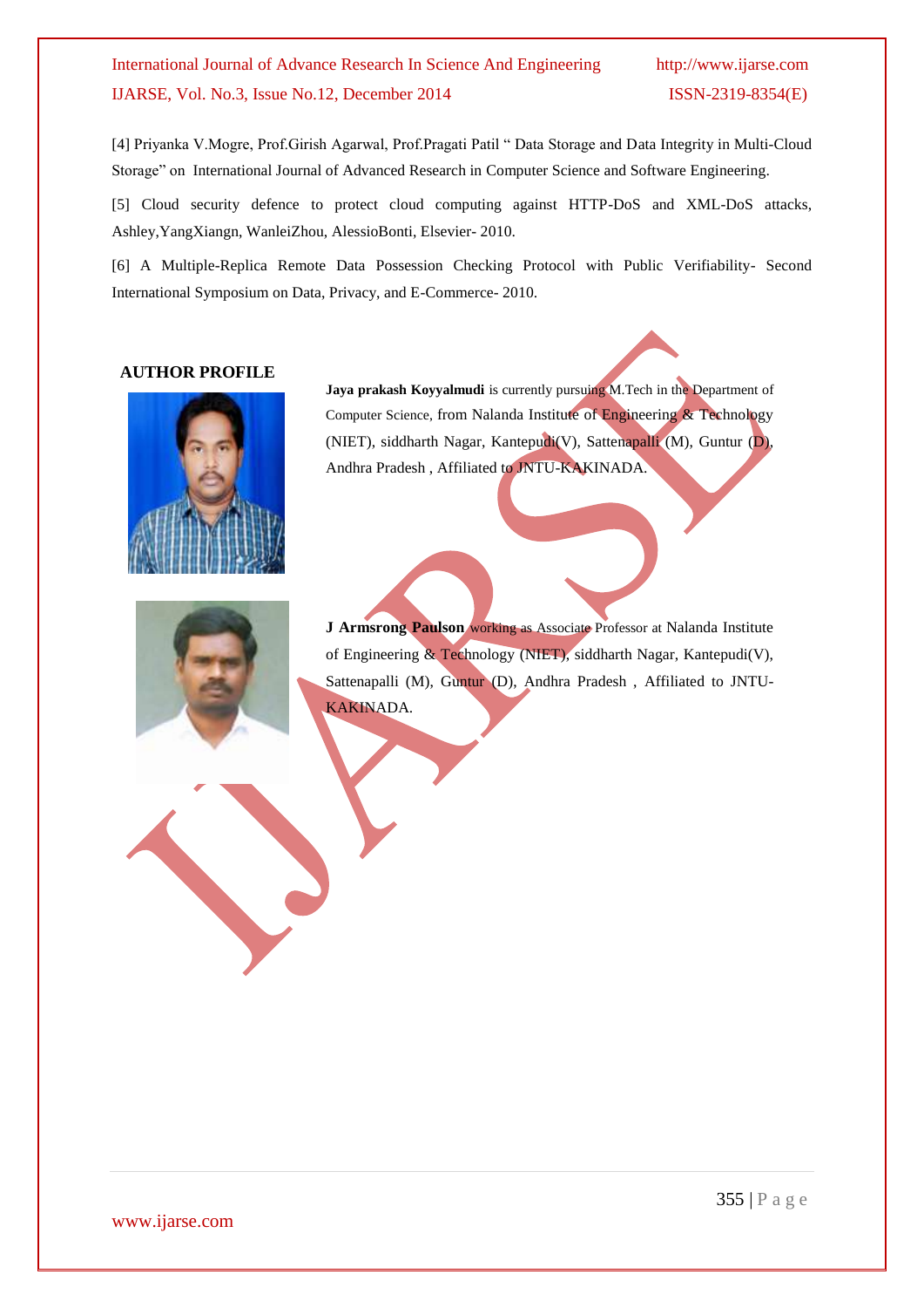[4] Priyanka V.Mogre, Prof.Girish Agarwal, Prof.Pragati Patil " Data Storage and Data Integrity in Multi-Cloud Storage" on International Journal of Advanced Research in Computer Science and Software Engineering.

[5] Cloud security defence to protect cloud computing against HTTP-DoS and XML-DoS attacks, Ashley,YangXiangn, WanleiZhou, AlessioBonti, Elsevier- 2010.

[6] A Multiple-Replica Remote Data Possession Checking Protocol with Public Verifiability- Second International Symposium on Data, Privacy, and E-Commerce- 2010.

## AUTHOR PROFILE

**Jaya prakash Koyyalmudi** is currently pursuing M.Tech in the Department of Computer Science, from Nalanda Institute of Engineering & Technology (NIET), siddharth Nagar, Kantepudi(V), Sattenapalli (M), Guntur (D), Andhra Pradesh , Affiliated to JNTU-KAKINADA.

**J Armsrong Paulson** working as Associate Professor at Nalanda Institute of Engineering & Technology (NIET), siddharth Nagar, Kantepudi(V), Sattenapalli (M), Guntur (D), Andhra Pradesh , Affiliated to JNTU-KAKINADA.